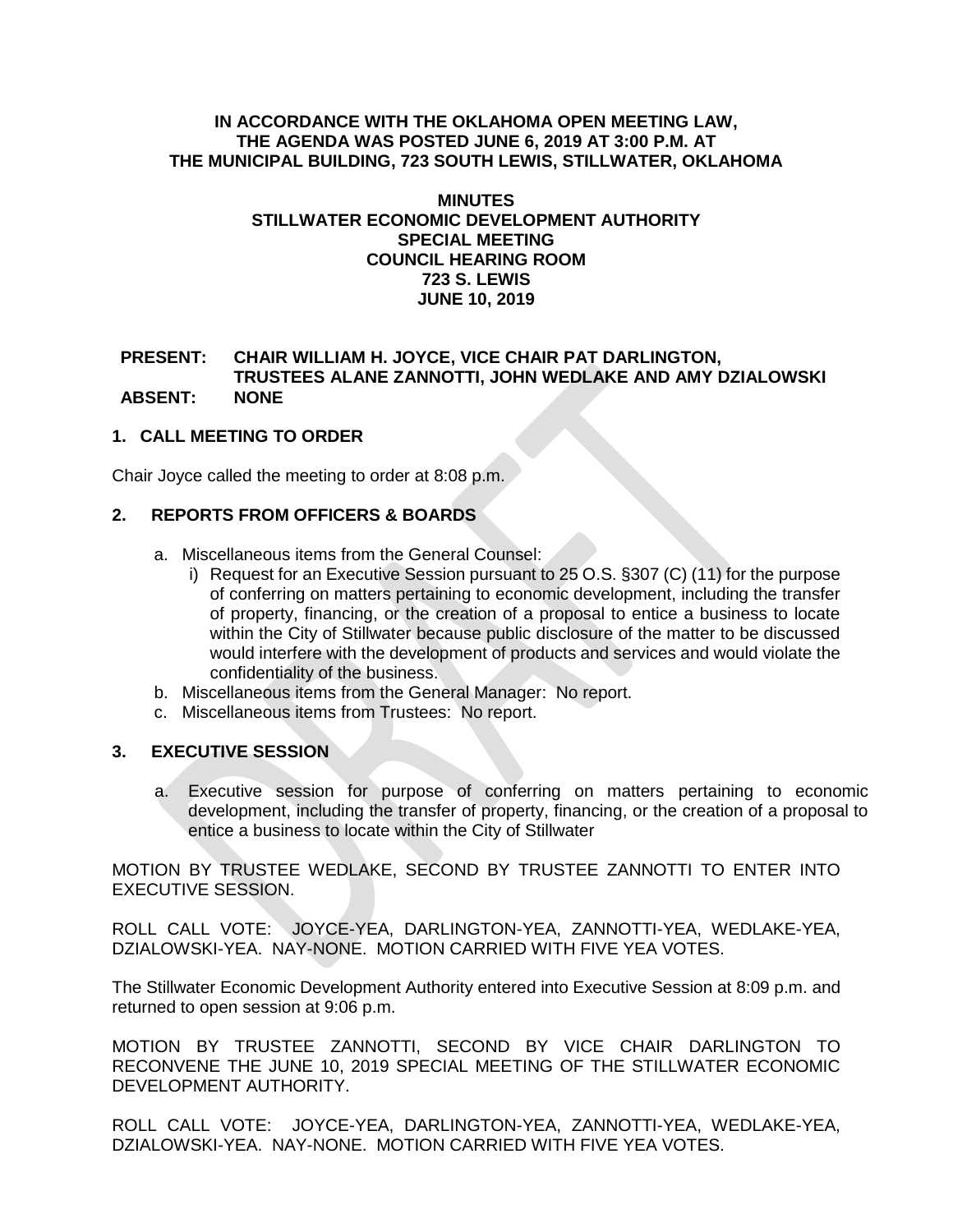**IN ACCORDANCE WITH THE OKLAHOMA OPEN MEETING LAW, THE AGENDA WAS POSTED JUNE 6, 2019 AT 3:00 P.M. AT THE MUNICIPAL BUILDING, 723 SOUTH LEWIS, STILLWATER, OKLAHOMA**

# MINUTES
## STILLWATER ECONOMIC DEVELOPMENT AUTHORITY
## SPECIAL MEETING
## COUNCIL HEARING ROOM
## 723 S. LEWIS
## JUNE 10, 2019

**PRESENT:** **CHAIR WILLIAM H. JOYCE, VICE CHAIR PAT DARLINGTON, TRUSTEES ALANE ZANNOTTI, JOHN WEDLAKE AND AMY DZIALOWSKI**
**ABSENT:** **NONE**

### 1. CALL MEETING TO ORDER

Chair Joyce called the meeting to order at 8:08 p.m.

### 2. REPORTS FROM OFFICERS & BOARDS

a. Miscellaneous items from the General Counsel:
   i) Request for an Executive Session pursuant to 25 O.S. §307 (C) (11) for the purpose of conferring on matters pertaining to economic development, including the transfer of property, financing, or the creation of a proposal to entice a business to locate within the City of Stillwater because public disclosure of the matter to be discussed would interfere with the development of products and services and would violate the confidentiality of the business.

b. Miscellaneous items from the General Manager: No report.

c. Miscellaneous items from Trustees: No report.

### 3. EXECUTIVE SESSION

a. Executive session for purpose of conferring on matters pertaining to economic development, including the transfer of property, financing, or the creation of a proposal to entice a business to locate within the City of Stillwater

MOTION BY TRUSTEE WEDLAKE, SECOND BY TRUSTEE ZANNOTTI TO ENTER INTO EXECUTIVE SESSION.

ROLL CALL VOTE: JOYCE-YEA, DARLINGTON-YEA, ZANNOTTI-YEA, WEDLAKE-YEA, DZIALOWSKI-YEA. NAY-NONE. MOTION CARRIED WITH FIVE YEA VOTES.

The Stillwater Economic Development Authority entered into Executive Session at 8:09 p.m. and returned to open session at 9:06 p.m.

MOTION BY TRUSTEE ZANNOTTI, SECOND BY VICE CHAIR DARLINGTON TO RECONVENE THE JUNE 10, 2019 SPECIAL MEETING OF THE STILLWATER ECONOMIC DEVELOPMENT AUTHORITY.

ROLL CALL VOTE: JOYCE-YEA, DARLINGTON-YEA, ZANNOTTI-YEA, WEDLAKE-YEA, DZIALOWSKI-YEA. NAY-NONE. MOTION CARRIED WITH FIVE YEA VOTES.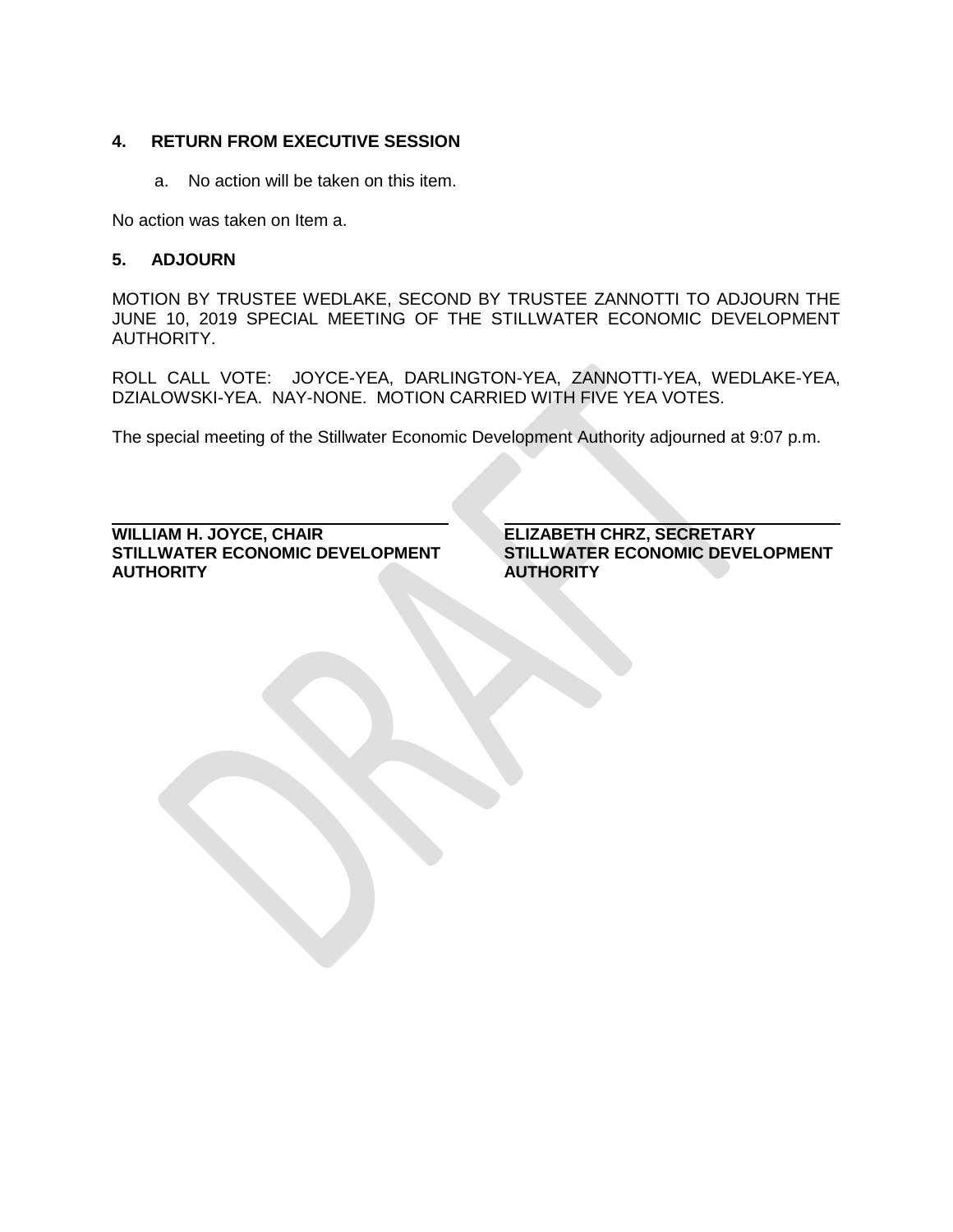## 4. RETURN FROM EXECUTIVE SESSION

a. No action will be taken on this item.

No action was taken on Item a.

## 5. ADJOURN

MOTION BY TRUSTEE WEDLAKE, SECOND BY TRUSTEE ZANNOTTI TO ADJOURN THE JUNE 10, 2019 SPECIAL MEETING OF THE STILLWATER ECONOMIC DEVELOPMENT AUTHORITY.

ROLL CALL VOTE: JOYCE-YEA, DARLINGTON-YEA, ZANNOTTI-YEA, WEDLAKE-YEA, DZIALOWSKI-YEA. NAY-NONE. MOTION CARRIED WITH FIVE YEA VOTES.

The special meeting of the Stillwater Economic Development Authority adjourned at 9:07 p.m.

**WILLIAM H. JOYCE, CHAIR**
**STILLWATER ECONOMIC DEVELOPMENT AUTHORITY**

**ELIZABETH CHRZ, SECRETARY**
**STILLWATER ECONOMIC DEVELOPMENT AUTHORITY**

DRAFT